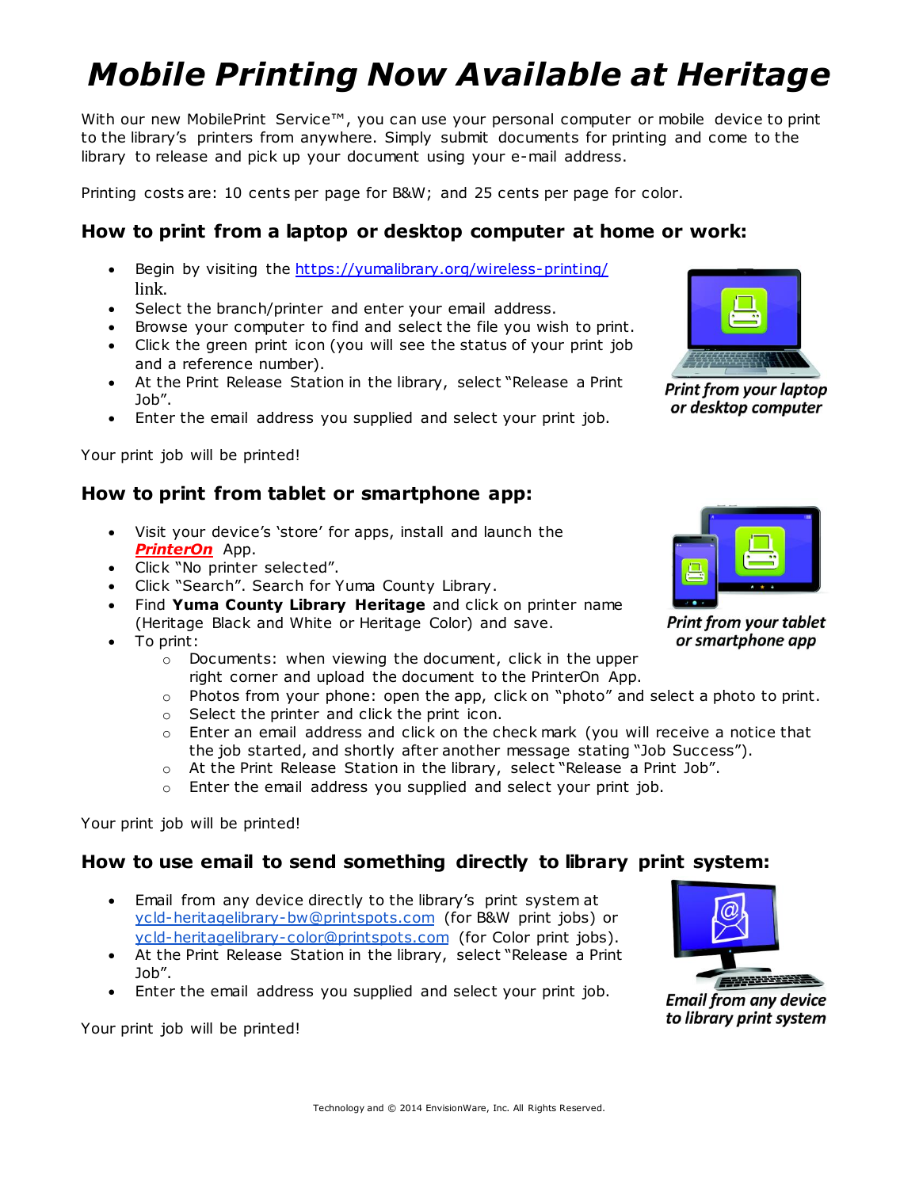# Mobile Printing Now Available at Heritage

With our new MobilePrint Service™, you can use your personal computer or mobile device to print to the library's printers from anywhere. Simply submit documents for printing and come to the library to release and pick up your document using your e-mail address.

Printing costs are: 10 cents per page for B&W; and 25 cents per page for color.

## How to print from a laptop or desktop computer at home or work:

- Begin by visiting the https://yumalibrary.org/wireless-printing/ link.
- Select the branch/printer and enter your email address.
- Browse your computer to find and select the file you wish to print.
- Click the green print icon (you will see the status of your print job and a reference number).
- At the Print Release Station in the library, select "Release a Print Job".
- Enter the email address you supplied and select your print job.

*Print from your laptop or desktop computer*

Your print job will be printed!

## How to print from tablet or smartphone app:

- Visit your device's 'store' for apps, install and launch the ***PrinterOn*** App.
- Click "No printer selected".
- Click "Search". Search for Yuma County Library.
- Find **Yuma County Library Heritage** and click on printer name (Heritage Black and White or Heritage Color) and save.
- To print:
  - Documents: when viewing the document, click in the upper right corner and upload the document to the PrinterOn App.
  - Photos from your phone: open the app, click on "photo" and select a photo to print.
  - Select the printer and click the print icon.
  - Enter an email address and click on the check mark (you will receive a notice that the job started, and shortly after another message stating "Job Success").
  - At the Print Release Station in the library, select "Release a Print Job".
  - Enter the email address you supplied and select your print job.

*Print from your tablet or smartphone app*

Your print job will be printed!

## How to use email to send something directly to library print system:

- Email from any device directly to the library's print system at ycld-heritagelibrary-bw@printspots.com (for B&W print jobs) or ycld-heritagelibrary-color@printspots.com (for Color print jobs).
- At the Print Release Station in the library, select "Release a Print Job".
- Enter the email address you supplied and select your print job.

*Email from any device to library print system*

Your print job will be printed!

Technology and © 2014 EnvisionWare, Inc. All Rights Reserved.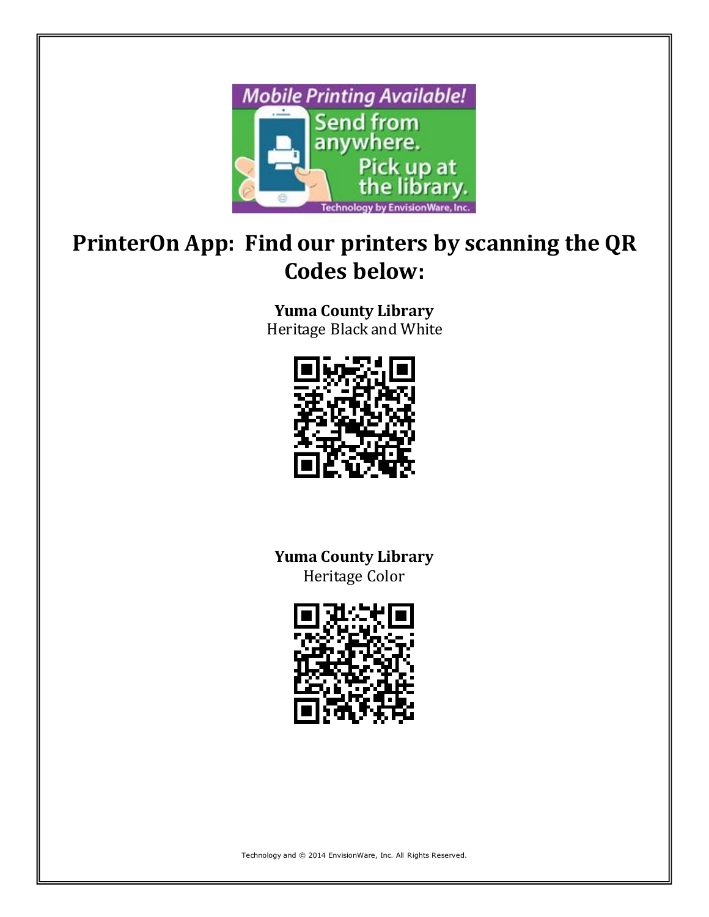Mobile Printing Available!

Send from anywhere.

Pick up at the library.

Technology by EnvisionWare, Inc.

# PrinterOn App: Find our printers by scanning the QR Codes below:

**Yuma County Library**
Heritage Black and White

**Yuma County Library**
Heritage Color

Technology and © 2014 EnvisionWare, Inc. All Rights Reserved.